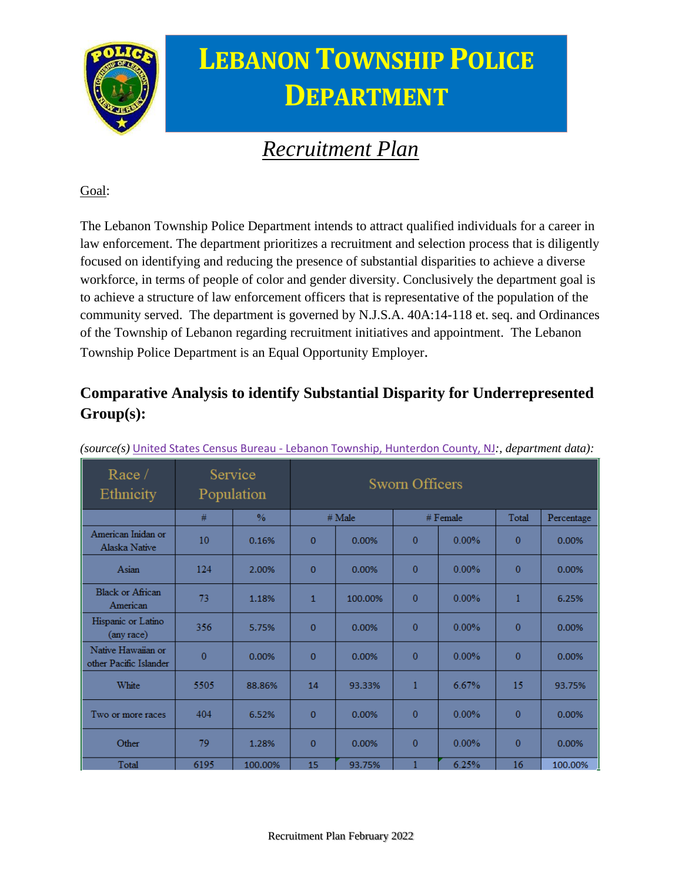# Lebanon Township Police Department

## *Recruitment Plan*

Goal:

The Lebanon Township Police Department intends to attract qualified individuals for a career in law enforcement. The department prioritizes a recruitment and selection process that is diligently focused on identifying and reducing the presence of substantial disparities to achieve a diverse workforce, in terms of people of color and gender diversity. Conclusively the department goal is to achieve a structure of law enforcement officers that is representative of the population of the community served. The department is governed by N.J.S.A. 40A:14-118 et. seq. and Ordinances of the Township of Lebanon regarding recruitment initiatives and appointment. The Lebanon Township Police Department is an Equal Opportunity Employer.

## Comparative Analysis to identify Substantial Disparity for Underrepresented Group(s):

*(source(s)* United States Census Bureau - Lebanon Township, Hunterdon County, NJ*:, department data):*

| Race / Ethnicity | Service Population | | Sworn Officers | | | | | |
|---|---|---|---|---|---|---|---|---|
| | # | % | # Male | | # Female | | Total | Percentage |
| American Inidan or Alaska Native | 10 | 0.16% | 0 | 0.00% | 0 | 0.00% | 0 | 0.00% |
| Asian | 124 | 2.00% | 0 | 0.00% | 0 | 0.00% | 0 | 0.00% |
| Black or African American | 73 | 1.18% | 1 | 100.00% | 0 | 0.00% | 1 | 6.25% |
| Hispanic or Latino (any race) | 356 | 5.75% | 0 | 0.00% | 0 | 0.00% | 0 | 0.00% |
| Native Hawaiian or other Pacific Islander | 0 | 0.00% | 0 | 0.00% | 0 | 0.00% | 0 | 0.00% |
| White | 5505 | 88.86% | 14 | 93.33% | 1 | 6.67% | 15 | 93.75% |
| Two or more races | 404 | 6.52% | 0 | 0.00% | 0 | 0.00% | 0 | 0.00% |
| Other | 79 | 1.28% | 0 | 0.00% | 0 | 0.00% | 0 | 0.00% |
| Total | 6195 | 100.00% | 15 | 93.75% | 1 | 6.25% | 16 | 100.00% |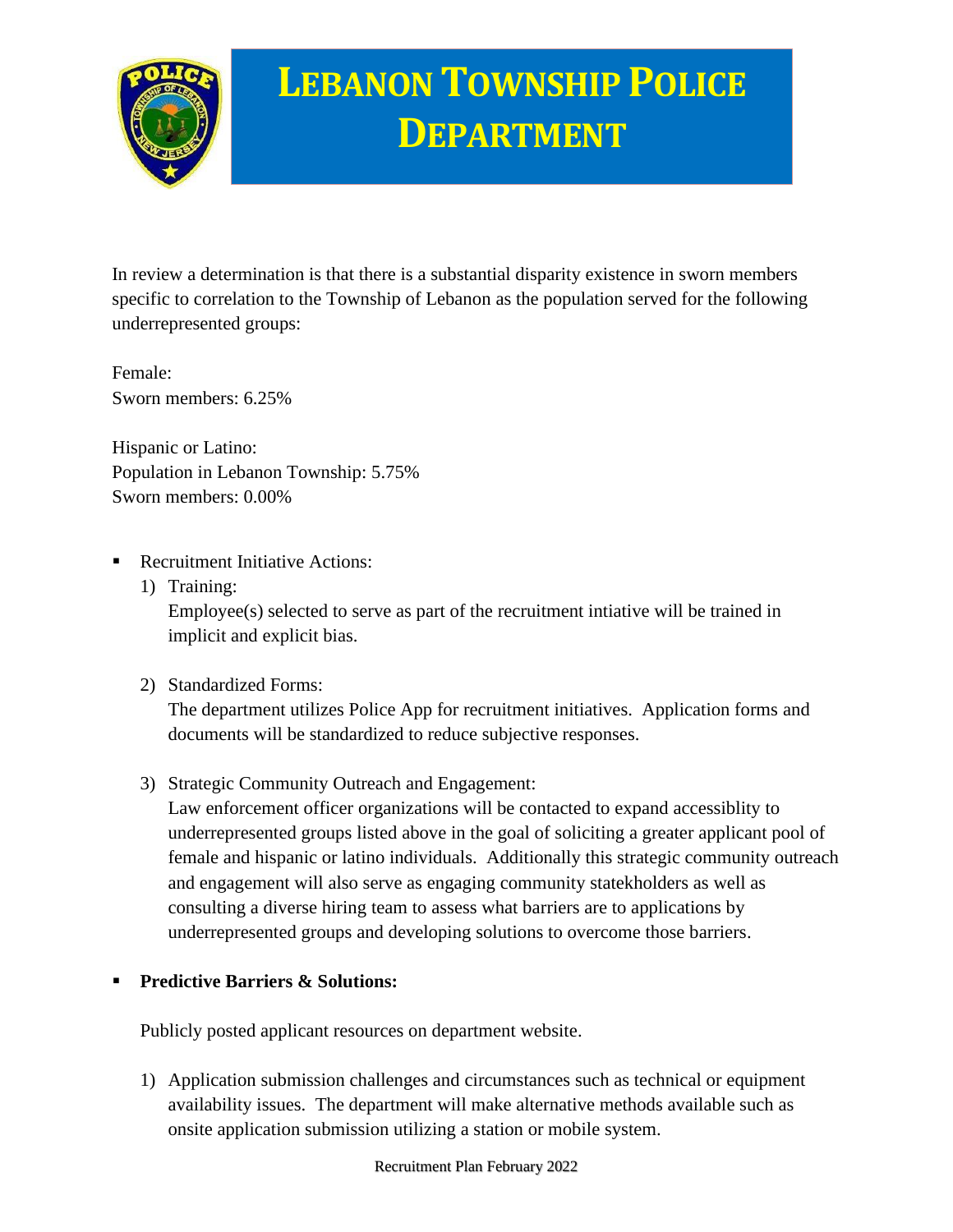# LEBANON TOWNSHIP POLICE DEPARTMENT

In review a determination is that there is a substantial disparity existence in sworn members specific to correlation to the Township of Lebanon as the population served for the following underrepresented groups:

Female:
Sworn members: 6.25%

Hispanic or Latino:
Population in Lebanon Township: 5.75%
Sworn members: 0.00%

- Recruitment Initiative Actions:
  1) Training:
     Employee(s) selected to serve as part of the recruitment intiative will be trained in implicit and explicit bias.

  2) Standardized Forms:
     The department utilizes Police App for recruitment initiatives. Application forms and documents will be standardized to reduce subjective responses.

  3) Strategic Community Outreach and Engagement:
     Law enforcement officer organizations will be contacted to expand accessiblity to underrepresented groups listed above in the goal of soliciting a greater applicant pool of female and hispanic or latino individuals. Additionally this strategic community outreach and engagement will also serve as engaging community statekholders as well as consulting a diverse hiring team to assess what barriers are to applications by underrepresented groups and developing solutions to overcome those barriers.

- **Predictive Barriers & Solutions:**

  Publicly posted applicant resources on department website.

  1) Application submission challenges and circumstances such as technical or equipment availability issues. The department will make alternative methods available such as onsite application submission utilizing a station or mobile system.

Recruitment Plan February 2022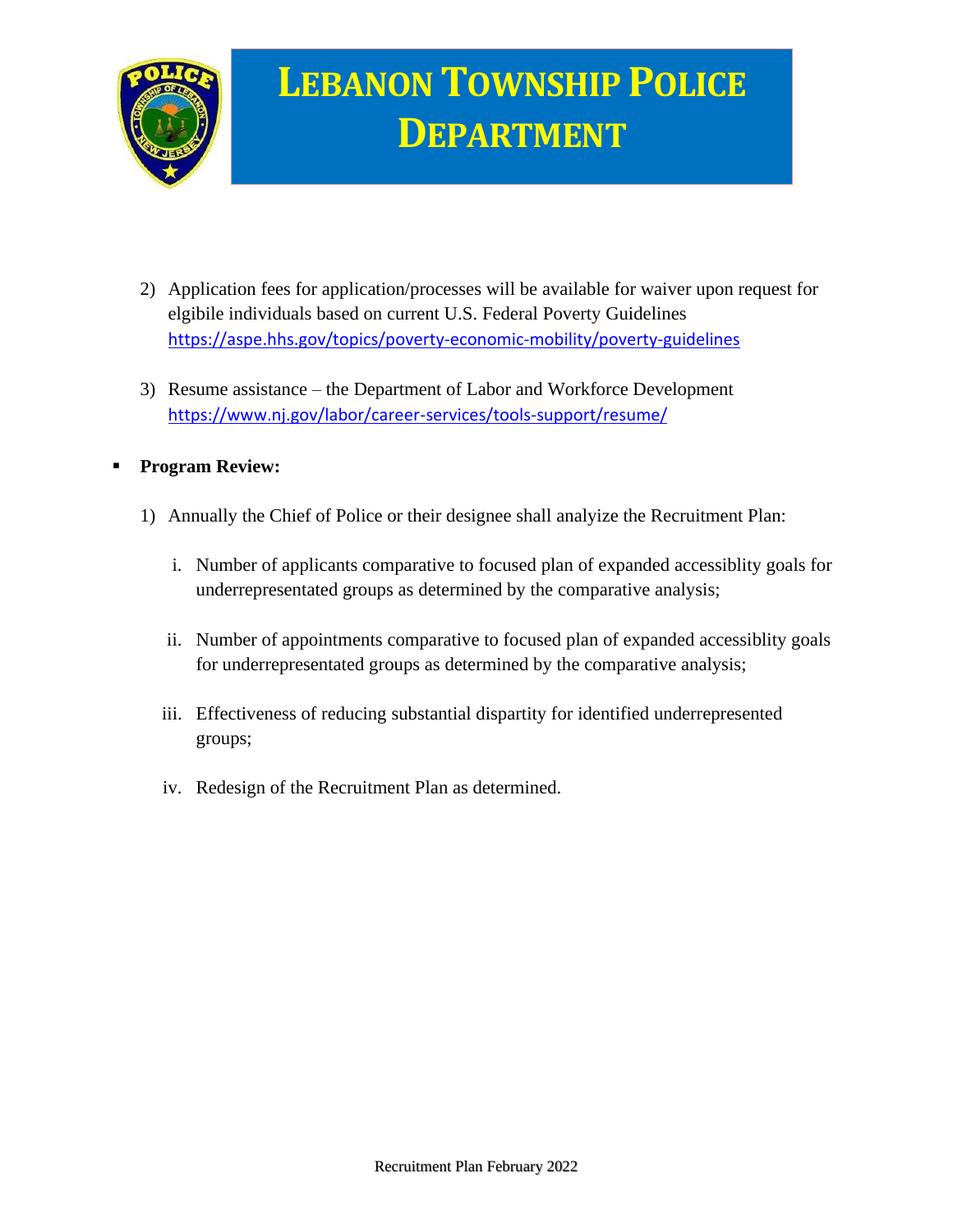2) Application fees for application/processes will be available for waiver upon request for elgibile individuals based on current U.S. Federal Poverty Guidelines https://aspe.hhs.gov/topics/poverty-economic-mobility/poverty-guidelines

3) Resume assistance – the Department of Labor and Workforce Development https://www.nj.gov/labor/career-services/tools-support/resume/

- **Program Review:**

1) Annually the Chief of Police or their designee shall analyze the Recruitment Plan:

    i. Number of applicants comparative to focused plan of expanded accessiblity goals for underrepresentated groups as determined by the comparative analysis;

    ii. Number of appointments comparative to focused plan of expanded accessiblity goals for underrepresentated groups as determined by the comparative analysis;

    iii. Effectiveness of reducing substantial dispartity for identified underrepresented groups;

    iv. Redesign of the Recruitment Plan as determined.